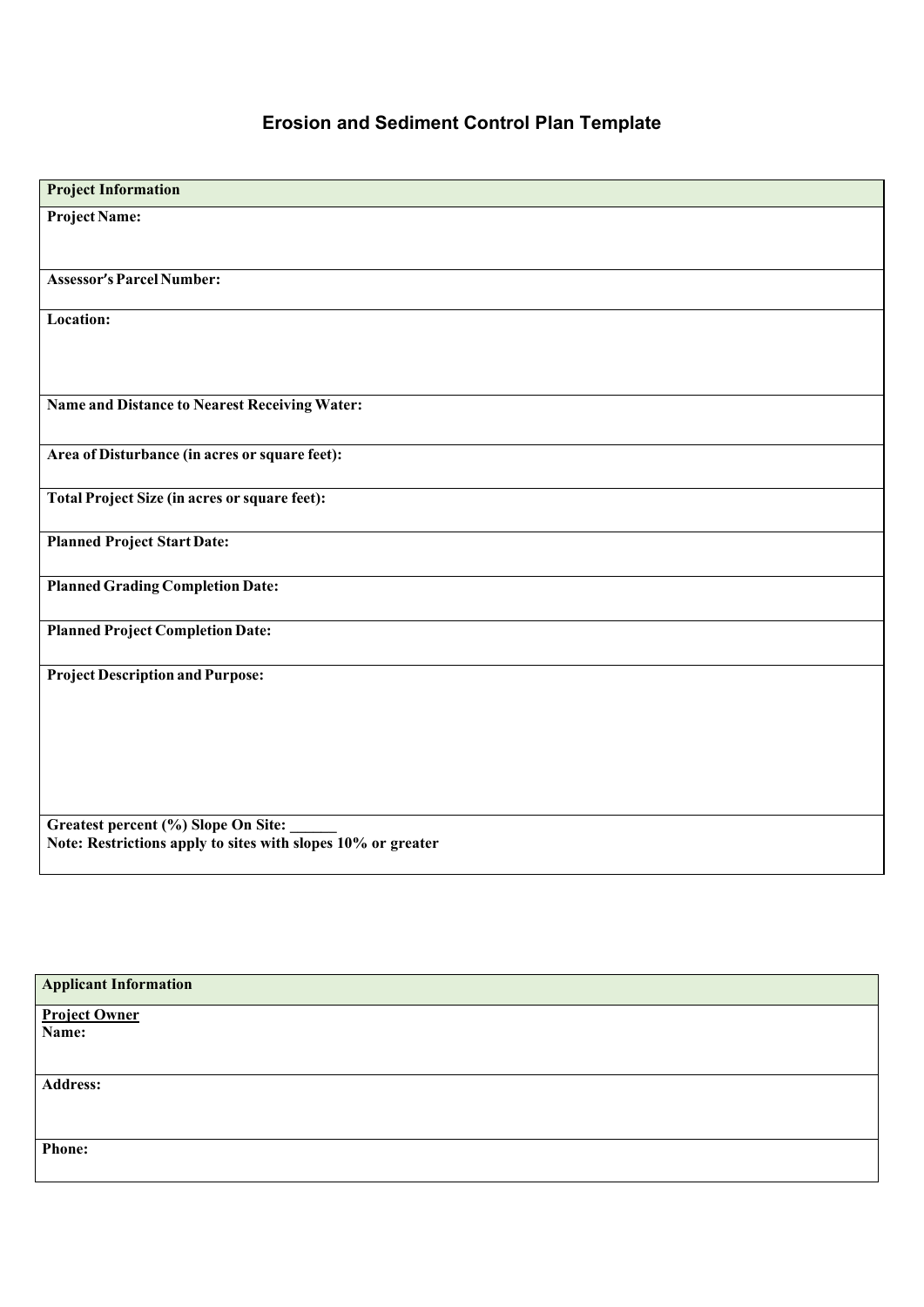# Erosion and Sediment Control Plan Template

| **Project Information** |
| --- |
| **Project Name:** |
| **Assessor's Parcel Number:** |
| **Location:** |
| **Name and Distance to Nearest Receiving Water:** |
| **Area of Disturbance (in acres or square feet):** |
| **Total Project Size (in acres or square feet):** |
| **Planned Project Start Date:** |
| **Planned Grading Completion Date:** |
| **Planned Project Completion Date:** |
| **Project Description and Purpose:** |
| **Greatest percent (%) Slope On Site: ______**<br>**Note: Restrictions apply to sites with slopes 10% or greater** |

| **Applicant Information** |
| --- |
| **<u>Project Owner</u>**<br>**Name:** |
| **Address:** |
| **Phone:** |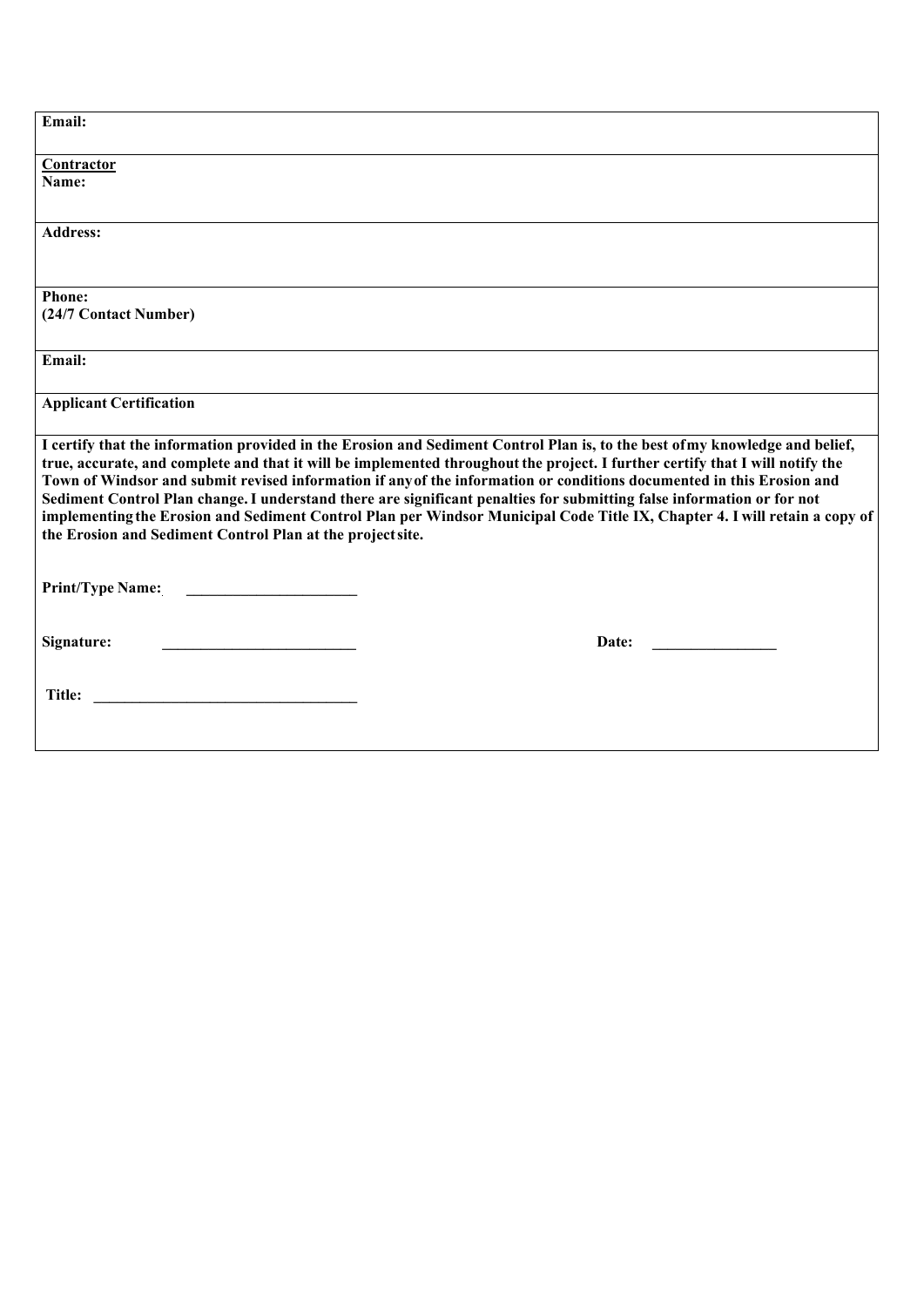| **Email:** |
|---|
| **Contractor**<br>**Name:** |
| **Address:** |
| **Phone:**<br>**(24/7 Contact Number)** |
| **Email:** |
| **Applicant Certification** |
| **I certify that the information provided in the Erosion and Sediment Control Plan is, to the best of my knowledge and belief, true, accurate, and complete and that it will be implemented throughout the project. I further certify that I will notify the Town of Windsor and submit revised information if any of the information or conditions documented in this Erosion and Sediment Control Plan change. I understand there are significant penalties for submitting false information or for not implementing the Erosion and Sediment Control Plan per Windsor Municipal Code Title IX, Chapter 4. I will retain a copy of the Erosion and Sediment Control Plan at the project site.**<br><br>**Print/Type Name:** ______________________<br><br>**Signature:** _________________________ **Date:** ________________<br><br>**Title:** __________________________________ |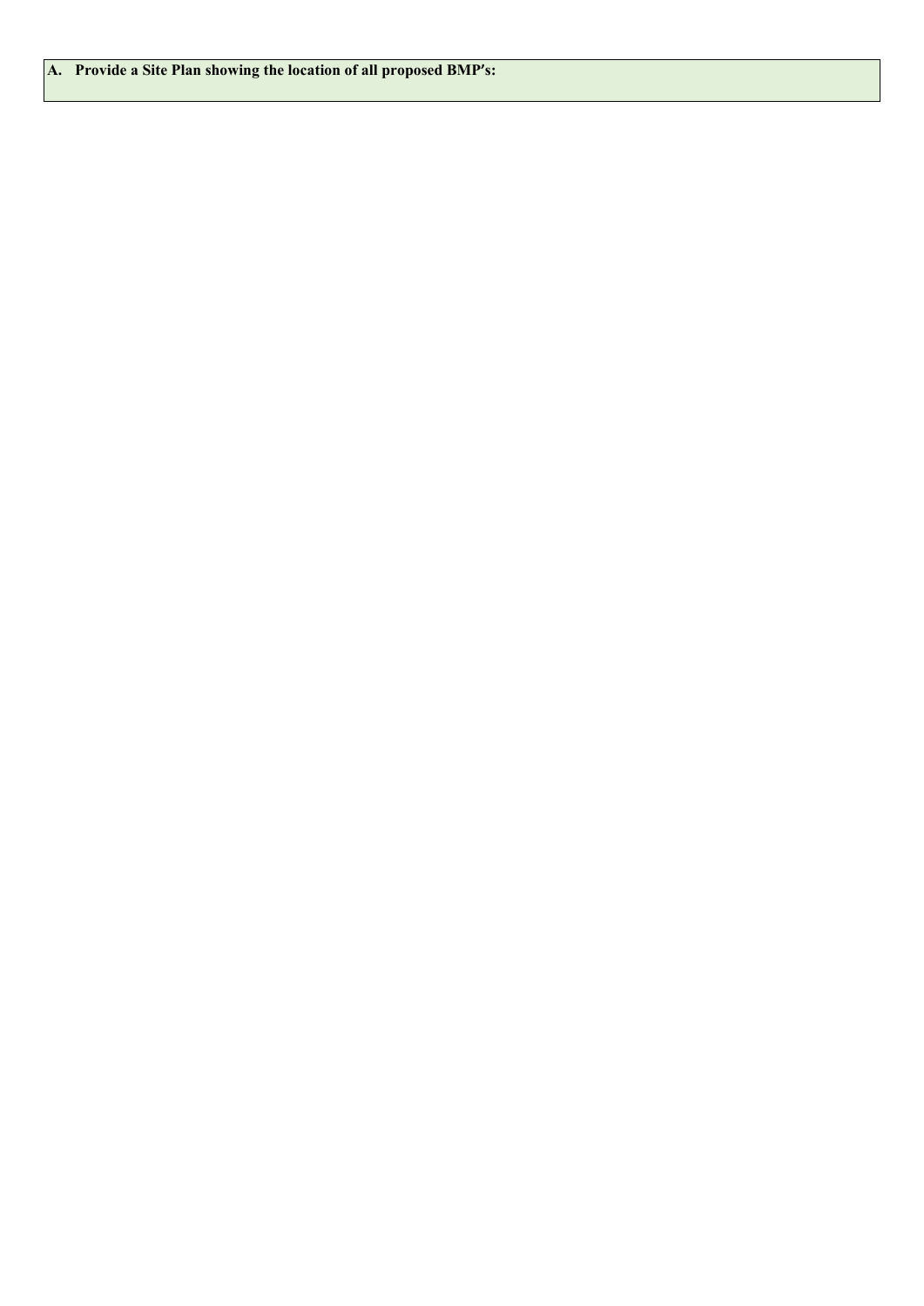**A. Provide a Site Plan showing the location of all proposed BMP's:**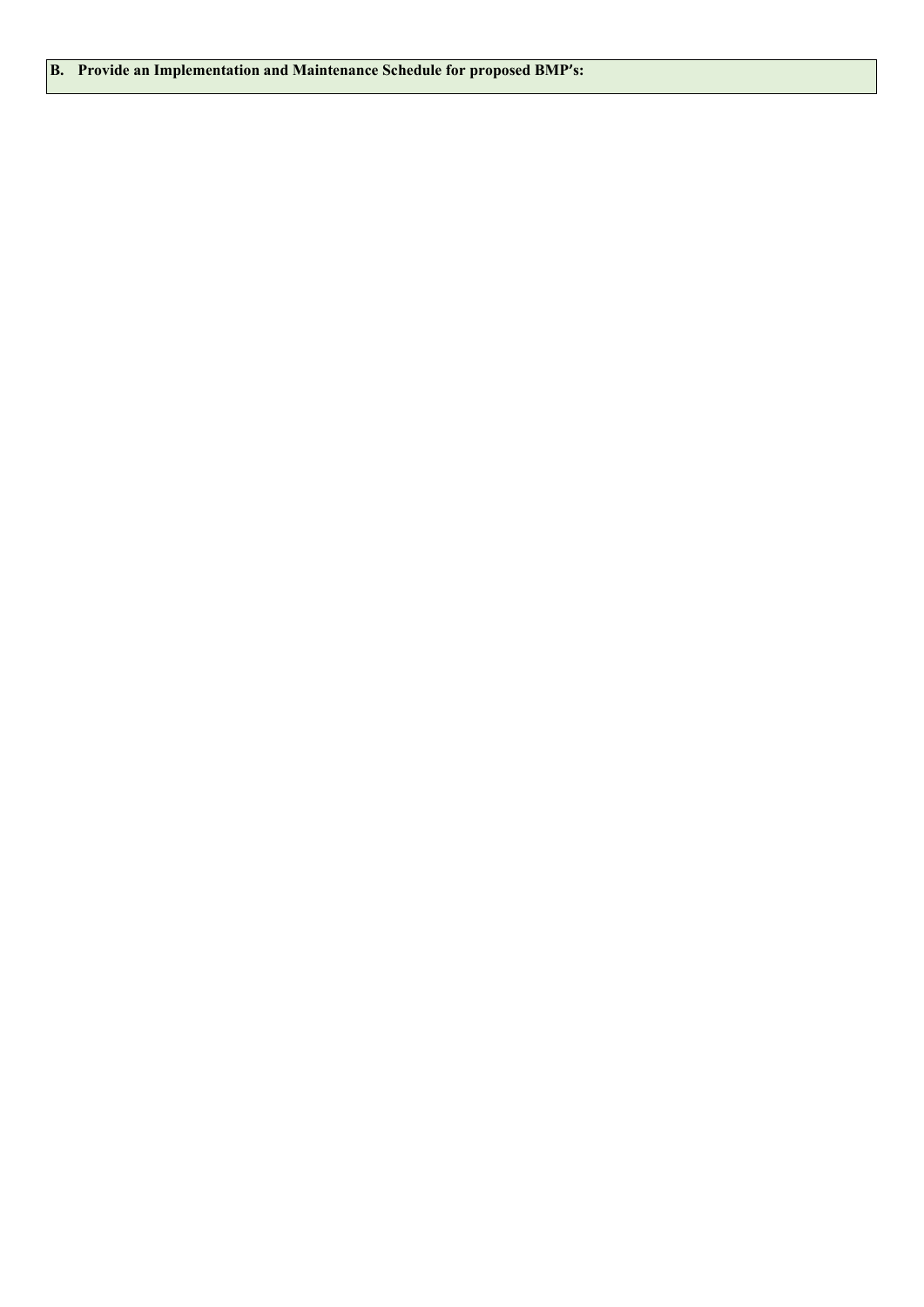**B. Provide an Implementation and Maintenance Schedule for proposed BMP's:**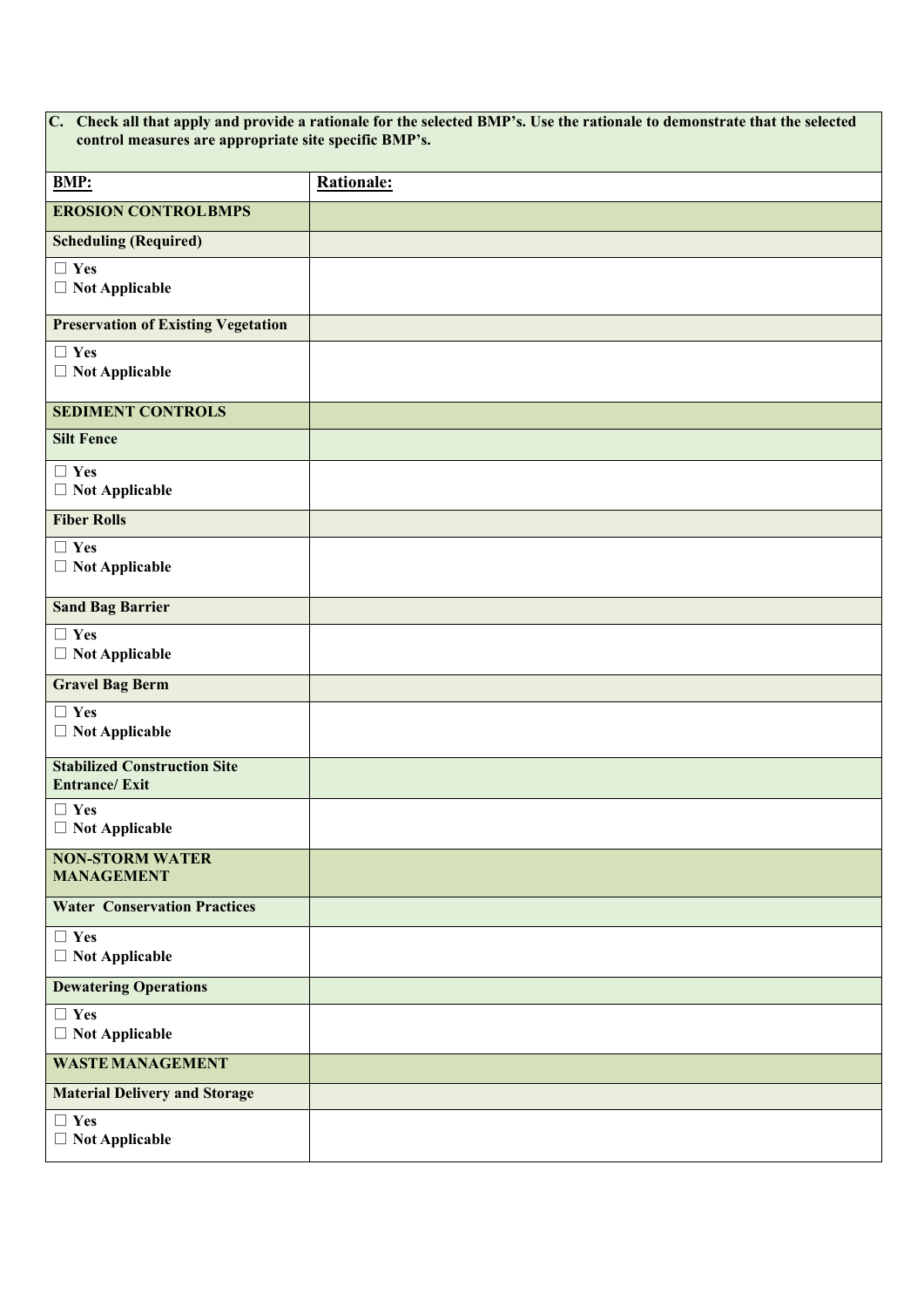| C. Check all that apply and provide a rationale for the selected BMP's. Use the rationale to demonstrate that the selected control measures are appropriate site specific BMP's. | |
|---|---|
| **BMP:** | **Rationale:** |
| **EROSION CONTROLBMPS** | |
| **Scheduling (Required)** | |
| ☐ **Yes**<br>☐ **Not Applicable** | |
| **Preservation of Existing Vegetation** | |
| ☐ **Yes**<br>☐ **Not Applicable** | |
| **SEDIMENT CONTROLS** | |
| **Silt Fence** | |
| ☐ **Yes**<br>☐ **Not Applicable** | |
| **Fiber Rolls** | |
| ☐ **Yes**<br>☐ **Not Applicable** | |
| **Sand Bag Barrier** | |
| ☐ **Yes**<br>☐ **Not Applicable** | |
| **Gravel Bag Berm** | |
| ☐ **Yes**<br>☐ **Not Applicable** | |
| **Stabilized Construction Site Entrance/ Exit** | |
| ☐ **Yes**<br>☐ **Not Applicable** | |
| **NON-STORM WATER MANAGEMENT** | |
| **Water Conservation Practices** | |
| ☐ **Yes**<br>☐ **Not Applicable** | |
| **Dewatering Operations** | |
| ☐ **Yes**<br>☐ **Not Applicable** | |
| **WASTE MANAGEMENT** | |
| **Material Delivery and Storage** | |
| ☐ **Yes**<br>☐ **Not Applicable** | |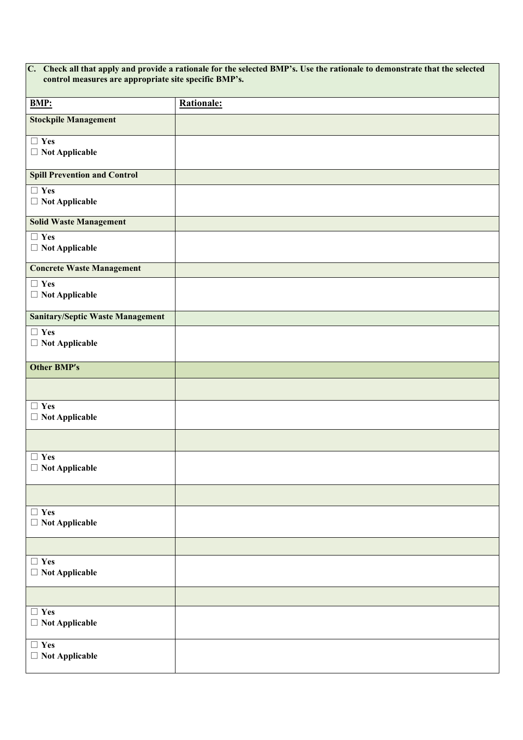**C. Check all that apply and provide a rationale for the selected BMP's. Use the rationale to demonstrate that the selected control measures are appropriate site specific BMP's.**

| **BMP:** | **Rationale:** |
|---|---|
| **Stockpile Management** | |
| ☐ **Yes**<br>☐ **Not Applicable** | |
| **Spill Prevention and Control** | |
| ☐ **Yes**<br>☐ **Not Applicable** | |
| **Solid Waste Management** | |
| ☐ **Yes**<br>☐ **Not Applicable** | |
| **Concrete Waste Management** | |
| ☐ **Yes**<br>☐ **Not Applicable** | |
| **Sanitary/Septic Waste Management** | |
| ☐ **Yes**<br>☐ **Not Applicable** | |
| **Other BMP's** | |
| | |
| ☐ **Yes**<br>☐ **Not Applicable** | |
| | |
| ☐ **Yes**<br>☐ **Not Applicable** | |
| | |
| ☐ **Yes**<br>☐ **Not Applicable** | |
| | |
| ☐ **Yes**<br>☐ **Not Applicable** | |
| | |
| ☐ **Yes**<br>☐ **Not Applicable** | |
| ☐ **Yes**<br>☐ **Not Applicable** | |